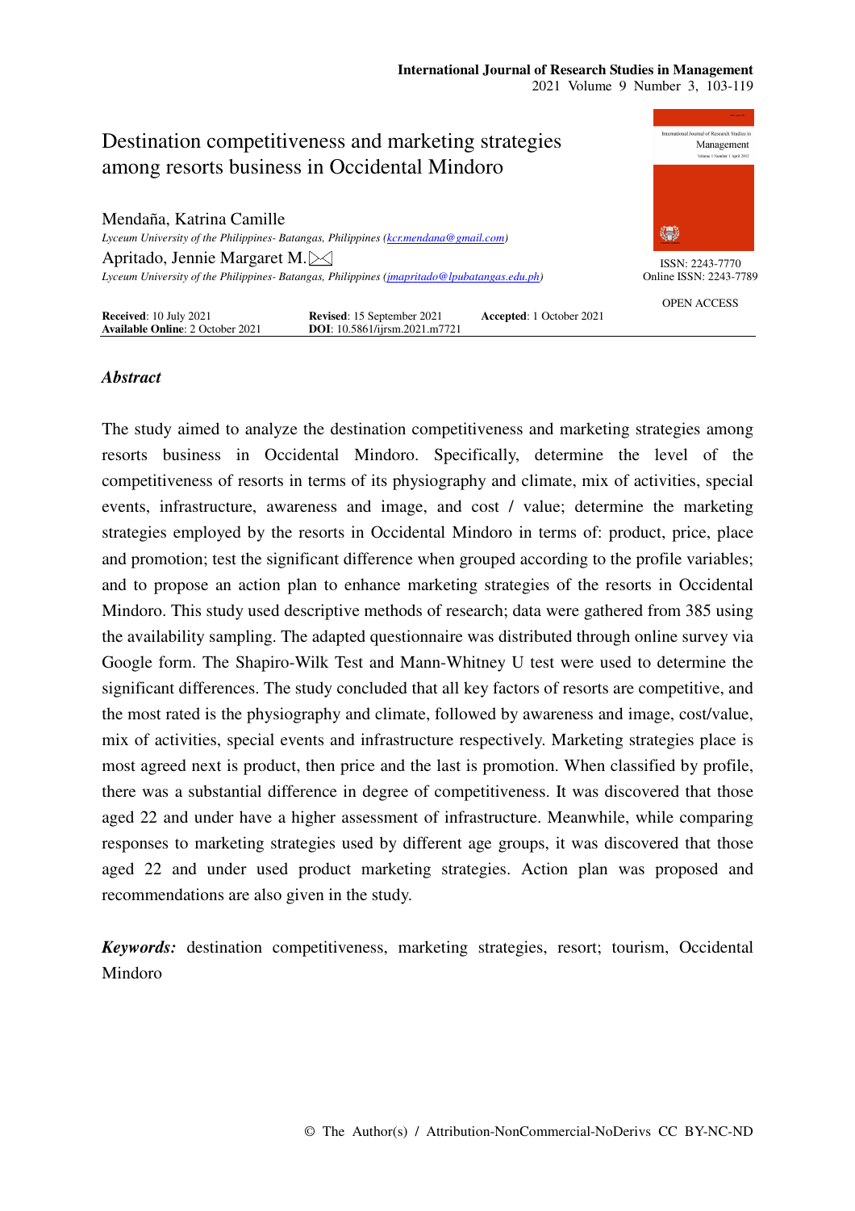# Destination competitiveness and marketing strategies among resorts business in Occidental Mindoro

Mendaña, Katrina Camille

*Lyceum University of the Philippines- Batangas, Philippines (kcr.mendana@gmail.com)*

Apritado, Jennie Margaret M.

*Lyceum University of the Philippines- Batangas, Philippines (jmapritado@lpubatangas.edu.ph)*

ISSN: 2243-7770
Online ISSN: 2243-7789

OPEN ACCESS

**Received**: 10 July 2021  **Revised**: 15 September 2021  **Accepted**: 1 October 2021
**Available Online**: 2 October 2021  **DOI**: 10.5861/ijrsm.2021.m7721

## *Abstract*

The study aimed to analyze the destination competitiveness and marketing strategies among resorts business in Occidental Mindoro. Specifically, determine the level of the competitiveness of resorts in terms of its physiography and climate, mix of activities, special events, infrastructure, awareness and image, and cost / value; determine the marketing strategies employed by the resorts in Occidental Mindoro in terms of: product, price, place and promotion; test the significant difference when grouped according to the profile variables; and to propose an action plan to enhance marketing strategies of the resorts in Occidental Mindoro. This study used descriptive methods of research; data were gathered from 385 using the availability sampling. The adapted questionnaire was distributed through online survey via Google form. The Shapiro-Wilk Test and Mann-Whitney U test were used to determine the significant differences. The study concluded that all key factors of resorts are competitive, and the most rated is the physiography and climate, followed by awareness and image, cost/value, mix of activities, special events and infrastructure respectively. Marketing strategies place is most agreed next is product, then price and the last is promotion. When classified by profile, there was a substantial difference in degree of competitiveness. It was discovered that those aged 22 and under have a higher assessment of infrastructure. Meanwhile, while comparing responses to marketing strategies used by different age groups, it was discovered that those aged 22 and under used product marketing strategies. Action plan was proposed and recommendations are also given in the study.

***Keywords:*** destination competitiveness, marketing strategies, resort; tourism, Occidental Mindoro

© The Author(s) / Attribution-NonCommercial-NoDerivs CC BY-NC-ND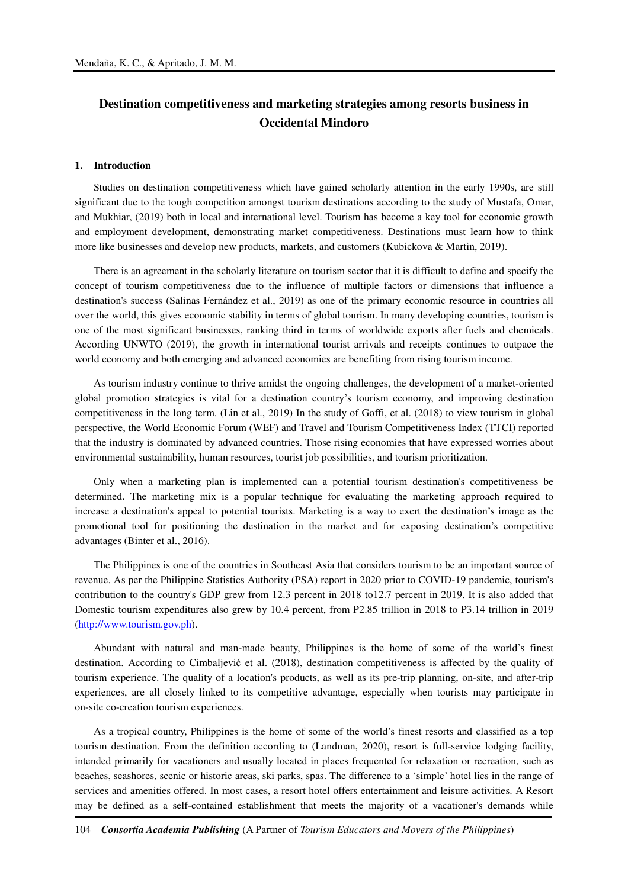# Destination competitiveness and marketing strategies among resorts business in Occidental Mindoro

## 1. Introduction

Studies on destination competitiveness which have gained scholarly attention in the early 1990s, are still significant due to the tough competition amongst tourism destinations according to the study of Mustafa, Omar, and Mukhiar, (2019) both in local and international level. Tourism has become a key tool for economic growth and employment development, demonstrating market competitiveness. Destinations must learn how to think more like businesses and develop new products, markets, and customers (Kubickova & Martin, 2019).

There is an agreement in the scholarly literature on tourism sector that it is difficult to define and specify the concept of tourism competitiveness due to the influence of multiple factors or dimensions that influence a destination's success (Salinas Fernández et al., 2019) as one of the primary economic resource in countries all over the world, this gives economic stability in terms of global tourism. In many developing countries, tourism is one of the most significant businesses, ranking third in terms of worldwide exports after fuels and chemicals. According UNWTO (2019), the growth in international tourist arrivals and receipts continues to outpace the world economy and both emerging and advanced economies are benefiting from rising tourism income.

As tourism industry continue to thrive amidst the ongoing challenges, the development of a market-oriented global promotion strategies is vital for a destination country's tourism economy, and improving destination competitiveness in the long term. (Lin et al., 2019) In the study of Goffi, et al. (2018) to view tourism in global perspective, the World Economic Forum (WEF) and Travel and Tourism Competitiveness Index (TTCI) reported that the industry is dominated by advanced countries. Those rising economies that have expressed worries about environmental sustainability, human resources, tourist job possibilities, and tourism prioritization.

Only when a marketing plan is implemented can a potential tourism destination's competitiveness be determined. The marketing mix is a popular technique for evaluating the marketing approach required to increase a destination's appeal to potential tourists. Marketing is a way to exert the destination's image as the promotional tool for positioning the destination in the market and for exposing destination's competitive advantages (Binter et al., 2016).

The Philippines is one of the countries in Southeast Asia that considers tourism to be an important source of revenue. As per the Philippine Statistics Authority (PSA) report in 2020 prior to COVID-19 pandemic, tourism's contribution to the country's GDP grew from 12.3 percent in 2018 to12.7 percent in 2019. It is also added that Domestic tourism expenditures also grew by 10.4 percent, from P2.85 trillion in 2018 to P3.14 trillion in 2019 (http://www.tourism.gov.ph).

Abundant with natural and man-made beauty, Philippines is the home of some of the world's finest destination. According to Cimbaljević et al. (2018), destination competitiveness is affected by the quality of tourism experience. The quality of a location's products, as well as its pre-trip planning, on-site, and after-trip experiences, are all closely linked to its competitive advantage, especially when tourists may participate in on-site co-creation tourism experiences.

As a tropical country, Philippines is the home of some of the world's finest resorts and classified as a top tourism destination. From the definition according to (Landman, 2020), resort is full-service lodging facility, intended primarily for vacationers and usually located in places frequented for relaxation or recreation, such as beaches, seashores, scenic or historic areas, ski parks, spas. The difference to a 'simple' hotel lies in the range of services and amenities offered. In most cases, a resort hotel offers entertainment and leisure activities. A Resort may be defined as a self-contained establishment that meets the majority of a vacationer's demands while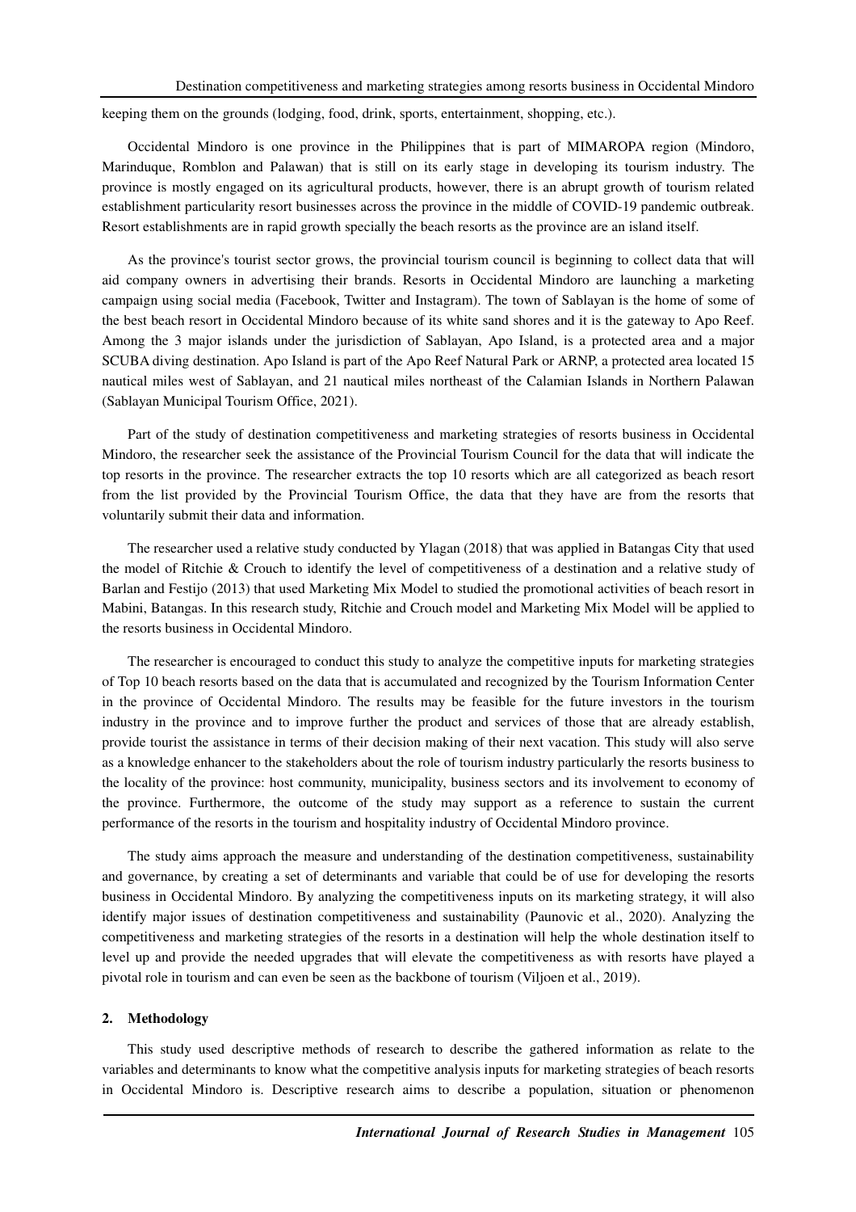keeping them on the grounds (lodging, food, drink, sports, entertainment, shopping, etc.).

Occidental Mindoro is one province in the Philippines that is part of MIMAROPA region (Mindoro, Marinduque, Romblon and Palawan) that is still on its early stage in developing its tourism industry. The province is mostly engaged on its agricultural products, however, there is an abrupt growth of tourism related establishment particularity resort businesses across the province in the middle of COVID-19 pandemic outbreak. Resort establishments are in rapid growth specially the beach resorts as the province are an island itself.

As the province's tourist sector grows, the provincial tourism council is beginning to collect data that will aid company owners in advertising their brands. Resorts in Occidental Mindoro are launching a marketing campaign using social media (Facebook, Twitter and Instagram). The town of Sablayan is the home of some of the best beach resort in Occidental Mindoro because of its white sand shores and it is the gateway to Apo Reef. Among the 3 major islands under the jurisdiction of Sablayan, Apo Island, is a protected area and a major SCUBA diving destination. Apo Island is part of the Apo Reef Natural Park or ARNP, a protected area located 15 nautical miles west of Sablayan, and 21 nautical miles northeast of the Calamian Islands in Northern Palawan (Sablayan Municipal Tourism Office, 2021).

Part of the study of destination competitiveness and marketing strategies of resorts business in Occidental Mindoro, the researcher seek the assistance of the Provincial Tourism Council for the data that will indicate the top resorts in the province. The researcher extracts the top 10 resorts which are all categorized as beach resort from the list provided by the Provincial Tourism Office, the data that they have are from the resorts that voluntarily submit their data and information.

The researcher used a relative study conducted by Ylagan (2018) that was applied in Batangas City that used the model of Ritchie & Crouch to identify the level of competitiveness of a destination and a relative study of Barlan and Festijo (2013) that used Marketing Mix Model to studied the promotional activities of beach resort in Mabini, Batangas. In this research study, Ritchie and Crouch model and Marketing Mix Model will be applied to the resorts business in Occidental Mindoro.

The researcher is encouraged to conduct this study to analyze the competitive inputs for marketing strategies of Top 10 beach resorts based on the data that is accumulated and recognized by the Tourism Information Center in the province of Occidental Mindoro. The results may be feasible for the future investors in the tourism industry in the province and to improve further the product and services of those that are already establish, provide tourist the assistance in terms of their decision making of their next vacation. This study will also serve as a knowledge enhancer to the stakeholders about the role of tourism industry particularly the resorts business to the locality of the province: host community, municipality, business sectors and its involvement to economy of the province. Furthermore, the outcome of the study may support as a reference to sustain the current performance of the resorts in the tourism and hospitality industry of Occidental Mindoro province.

The study aims approach the measure and understanding of the destination competitiveness, sustainability and governance, by creating a set of determinants and variable that could be of use for developing the resorts business in Occidental Mindoro. By analyzing the competitiveness inputs on its marketing strategy, it will also identify major issues of destination competitiveness and sustainability (Paunovic et al., 2020). Analyzing the competitiveness and marketing strategies of the resorts in a destination will help the whole destination itself to level up and provide the needed upgrades that will elevate the competitiveness as with resorts have played a pivotal role in tourism and can even be seen as the backbone of tourism (Viljoen et al., 2019).

## 2. Methodology

This study used descriptive methods of research to describe the gathered information as relate to the variables and determinants to know what the competitive analysis inputs for marketing strategies of beach resorts in Occidental Mindoro is. Descriptive research aims to describe a population, situation or phenomenon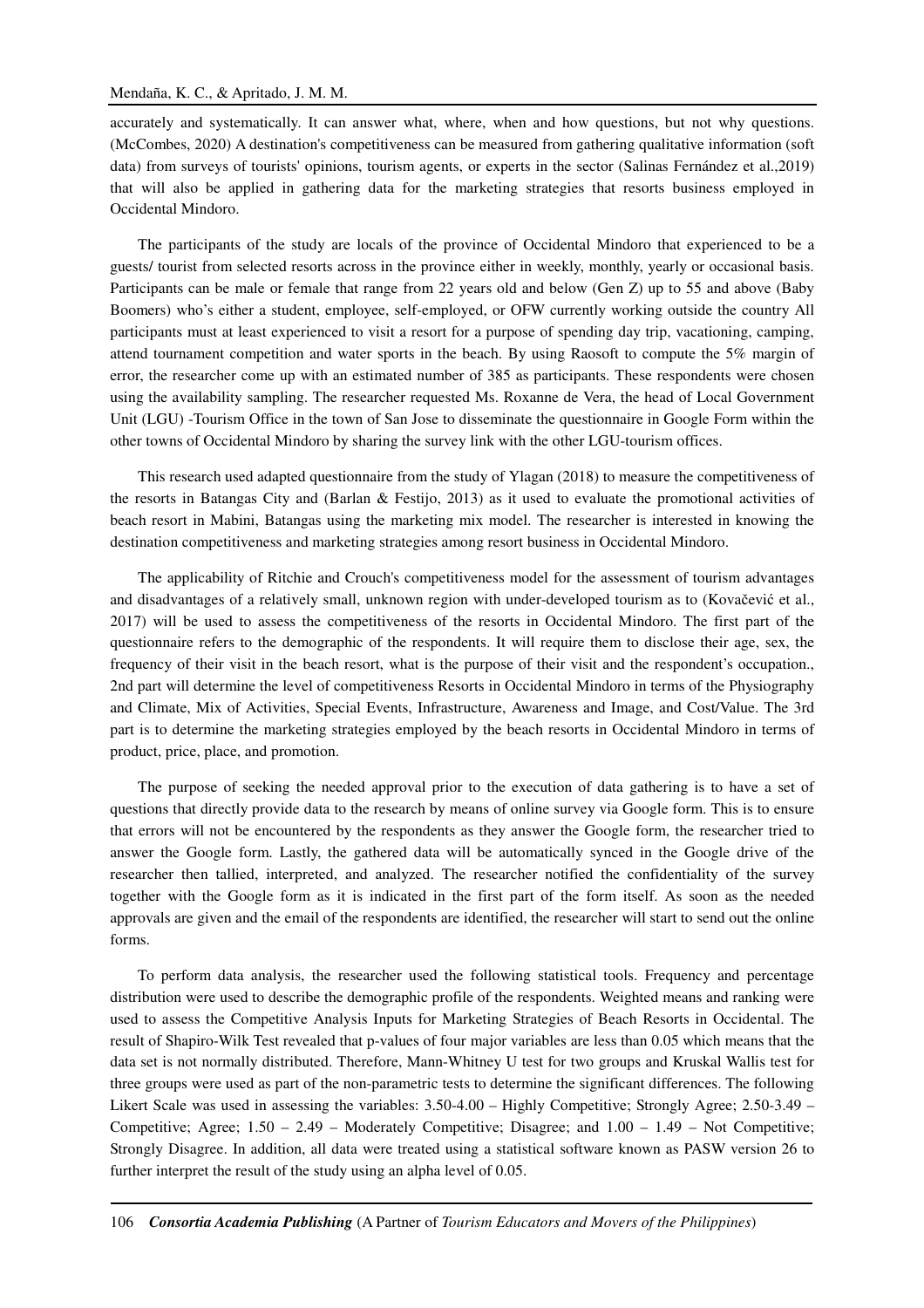accurately and systematically. It can answer what, where, when and how questions, but not why questions. (McCombes, 2020) A destination's competitiveness can be measured from gathering qualitative information (soft data) from surveys of tourists' opinions, tourism agents, or experts in the sector (Salinas Fernández et al.,2019) that will also be applied in gathering data for the marketing strategies that resorts business employed in Occidental Mindoro.

The participants of the study are locals of the province of Occidental Mindoro that experienced to be a guests/ tourist from selected resorts across in the province either in weekly, monthly, yearly or occasional basis. Participants can be male or female that range from 22 years old and below (Gen Z) up to 55 and above (Baby Boomers) who's either a student, employee, self-employed, or OFW currently working outside the country All participants must at least experienced to visit a resort for a purpose of spending day trip, vacationing, camping, attend tournament competition and water sports in the beach. By using Raosoft to compute the 5% margin of error, the researcher come up with an estimated number of 385 as participants. These respondents were chosen using the availability sampling. The researcher requested Ms. Roxanne de Vera, the head of Local Government Unit (LGU) -Tourism Office in the town of San Jose to disseminate the questionnaire in Google Form within the other towns of Occidental Mindoro by sharing the survey link with the other LGU-tourism offices.

This research used adapted questionnaire from the study of Ylagan (2018) to measure the competitiveness of the resorts in Batangas City and (Barlan & Festijo, 2013) as it used to evaluate the promotional activities of beach resort in Mabini, Batangas using the marketing mix model. The researcher is interested in knowing the destination competitiveness and marketing strategies among resort business in Occidental Mindoro.

The applicability of Ritchie and Crouch's competitiveness model for the assessment of tourism advantages and disadvantages of a relatively small, unknown region with under-developed tourism as to (Kovačević et al., 2017) will be used to assess the competitiveness of the resorts in Occidental Mindoro. The first part of the questionnaire refers to the demographic of the respondents. It will require them to disclose their age, sex, the frequency of their visit in the beach resort, what is the purpose of their visit and the respondent's occupation., 2nd part will determine the level of competitiveness Resorts in Occidental Mindoro in terms of the Physiography and Climate, Mix of Activities, Special Events, Infrastructure, Awareness and Image, and Cost/Value. The 3rd part is to determine the marketing strategies employed by the beach resorts in Occidental Mindoro in terms of product, price, place, and promotion.

The purpose of seeking the needed approval prior to the execution of data gathering is to have a set of questions that directly provide data to the research by means of online survey via Google form. This is to ensure that errors will not be encountered by the respondents as they answer the Google form, the researcher tried to answer the Google form. Lastly, the gathered data will be automatically synced in the Google drive of the researcher then tallied, interpreted, and analyzed. The researcher notified the confidentiality of the survey together with the Google form as it is indicated in the first part of the form itself. As soon as the needed approvals are given and the email of the respondents are identified, the researcher will start to send out the online forms.

To perform data analysis, the researcher used the following statistical tools. Frequency and percentage distribution were used to describe the demographic profile of the respondents. Weighted means and ranking were used to assess the Competitive Analysis Inputs for Marketing Strategies of Beach Resorts in Occidental. The result of Shapiro-Wilk Test revealed that p-values of four major variables are less than 0.05 which means that the data set is not normally distributed. Therefore, Mann-Whitney U test for two groups and Kruskal Wallis test for three groups were used as part of the non-parametric tests to determine the significant differences. The following Likert Scale was used in assessing the variables: 3.50-4.00 – Highly Competitive; Strongly Agree; 2.50-3.49 – Competitive; Agree; 1.50 – 2.49 – Moderately Competitive; Disagree; and 1.00 – 1.49 – Not Competitive; Strongly Disagree. In addition, all data were treated using a statistical software known as PASW version 26 to further interpret the result of the study using an alpha level of 0.05.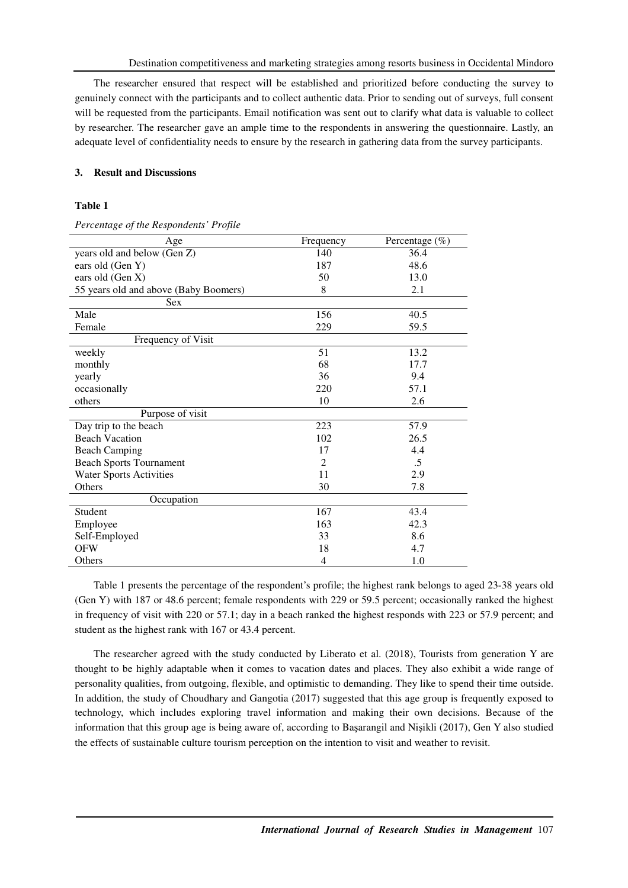The researcher ensured that respect will be established and prioritized before conducting the survey to genuinely connect with the participants and to collect authentic data. Prior to sending out of surveys, full consent will be requested from the participants. Email notification was sent out to clarify what data is valuable to collect by researcher. The researcher gave an ample time to the respondents in answering the questionnaire. Lastly, an adequate level of confidentiality needs to ensure by the research in gathering data from the survey participants.

## 3. Result and Discussions

**Table 1**

*Percentage of the Respondents' Profile*

| Age | Frequency | Percentage (%) |
|---|---|---|
| years old and below (Gen Z) | 140 | 36.4 |
| ears old (Gen Y) | 187 | 48.6 |
| ears old (Gen X) | 50 | 13.0 |
| 55 years old and above (Baby Boomers) | 8 | 2.1 |
| Sex | | |
| Male | 156 | 40.5 |
| Female | 229 | 59.5 |
| Frequency of Visit | | |
| weekly | 51 | 13.2 |
| monthly | 68 | 17.7 |
| yearly | 36 | 9.4 |
| occasionally | 220 | 57.1 |
| others | 10 | 2.6 |
| Purpose of visit | | |
| Day trip to the beach | 223 | 57.9 |
| Beach Vacation | 102 | 26.5 |
| Beach Camping | 17 | 4.4 |
| Beach Sports Tournament | 2 | .5 |
| Water Sports Activities | 11 | 2.9 |
| Others | 30 | 7.8 |
| Occupation | | |
| Student | 167 | 43.4 |
| Employee | 163 | 42.3 |
| Self-Employed | 33 | 8.6 |
| OFW | 18 | 4.7 |
| Others | 4 | 1.0 |

Table 1 presents the percentage of the respondent's profile; the highest rank belongs to aged 23-38 years old (Gen Y) with 187 or 48.6 percent; female respondents with 229 or 59.5 percent; occasionally ranked the highest in frequency of visit with 220 or 57.1; day in a beach ranked the highest responds with 223 or 57.9 percent; and student as the highest rank with 167 or 43.4 percent.

The researcher agreed with the study conducted by Liberato et al. (2018), Tourists from generation Y are thought to be highly adaptable when it comes to vacation dates and places. They also exhibit a wide range of personality qualities, from outgoing, flexible, and optimistic to demanding. They like to spend their time outside. In addition, the study of Choudhary and Gangotia (2017) suggested that this age group is frequently exposed to technology, which includes exploring travel information and making their own decisions. Because of the information that this group age is being aware of, according to Başarangil and Nişikli (2017), Gen Y also studied the effects of sustainable culture tourism perception on the intention to visit and weather to revisit.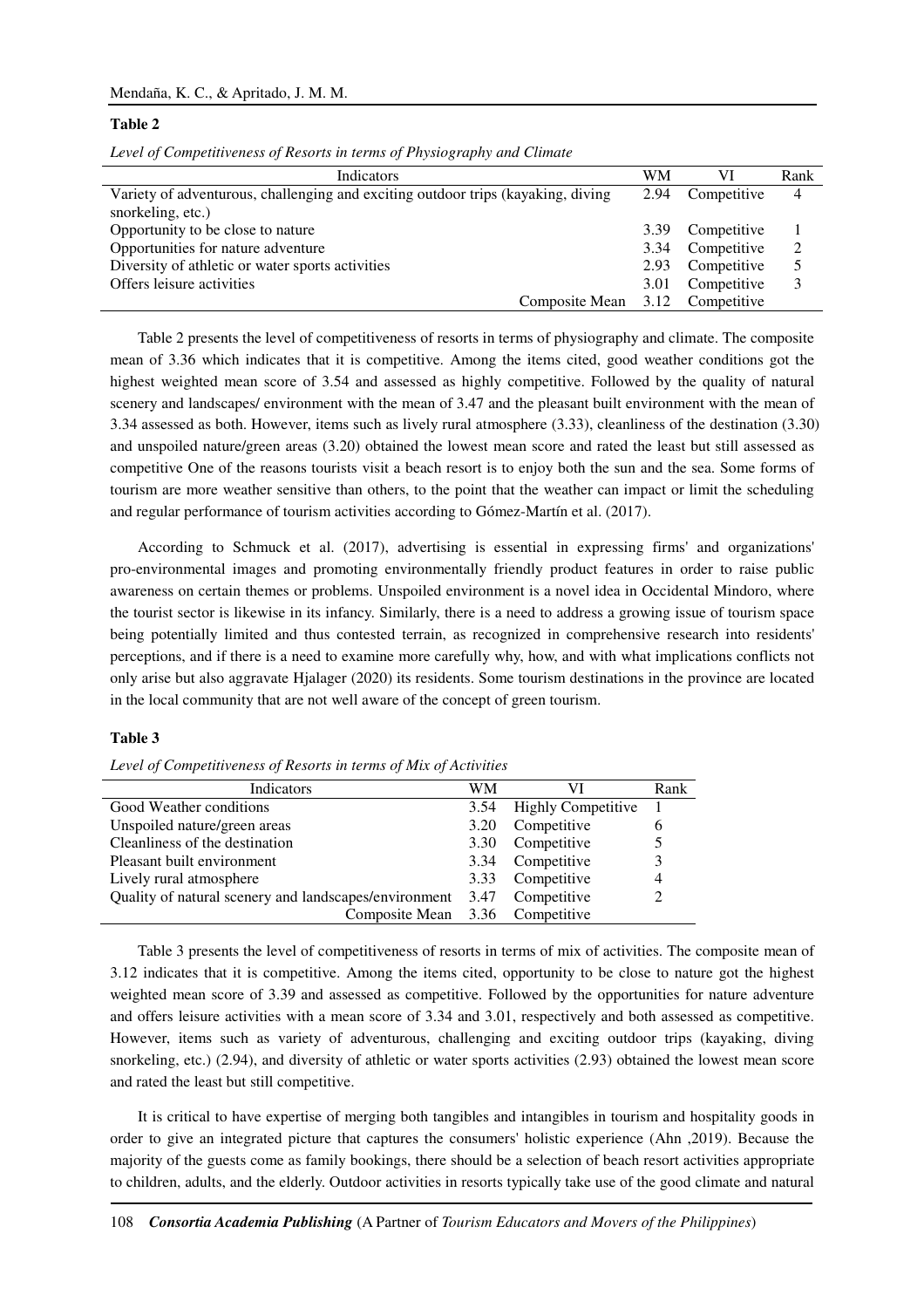**Table 2**

*Level of Competitiveness of Resorts in terms of Physiography and Climate*

| Indicators | WM | VI | Rank |
|---|---|---|---|
| Variety of adventurous, challenging and exciting outdoor trips (kayaking, diving snorkeling, etc.) | 2.94 | Competitive | 4 |
| Opportunity to be close to nature | 3.39 | Competitive | 1 |
| Opportunities for nature adventure | 3.34 | Competitive | 2 |
| Diversity of athletic or water sports activities | 2.93 | Competitive | 5 |
| Offers leisure activities | 3.01 | Competitive | 3 |
| Composite Mean | 3.12 | Competitive | |

Table 2 presents the level of competitiveness of resorts in terms of physiography and climate. The composite mean of 3.36 which indicates that it is competitive. Among the items cited, good weather conditions got the highest weighted mean score of 3.54 and assessed as highly competitive. Followed by the quality of natural scenery and landscapes/ environment with the mean of 3.47 and the pleasant built environment with the mean of 3.34 assessed as both. However, items such as lively rural atmosphere (3.33), cleanliness of the destination (3.30) and unspoiled nature/green areas (3.20) obtained the lowest mean score and rated the least but still assessed as competitive One of the reasons tourists visit a beach resort is to enjoy both the sun and the sea. Some forms of tourism are more weather sensitive than others, to the point that the weather can impact or limit the scheduling and regular performance of tourism activities according to Gómez-Martín et al. (2017).

According to Schmuck et al. (2017), advertising is essential in expressing firms' and organizations' pro-environmental images and promoting environmentally friendly product features in order to raise public awareness on certain themes or problems. Unspoiled environment is a novel idea in Occidental Mindoro, where the tourist sector is likewise in its infancy. Similarly, there is a need to address a growing issue of tourism space being potentially limited and thus contested terrain, as recognized in comprehensive research into residents' perceptions, and if there is a need to examine more carefully why, how, and with what implications conflicts not only arise but also aggravate Hjalager (2020) its residents. Some tourism destinations in the province are located in the local community that are not well aware of the concept of green tourism.

**Table 3**

*Level of Competitiveness of Resorts in terms of Mix of Activities*

| Indicators | WM | VI | Rank |
|---|---|---|---|
| Good Weather conditions | 3.54 | Highly Competitive | 1 |
| Unspoiled nature/green areas | 3.20 | Competitive | 6 |
| Cleanliness of the destination | 3.30 | Competitive | 5 |
| Pleasant built environment | 3.34 | Competitive | 3 |
| Lively rural atmosphere | 3.33 | Competitive | 4 |
| Quality of natural scenery and landscapes/environment | 3.47 | Competitive | 2 |
| Composite Mean | 3.36 | Competitive | |

Table 3 presents the level of competitiveness of resorts in terms of mix of activities. The composite mean of 3.12 indicates that it is competitive. Among the items cited, opportunity to be close to nature got the highest weighted mean score of 3.39 and assessed as competitive. Followed by the opportunities for nature adventure and offers leisure activities with a mean score of 3.34 and 3.01, respectively and both assessed as competitive. However, items such as variety of adventurous, challenging and exciting outdoor trips (kayaking, diving snorkeling, etc.) (2.94), and diversity of athletic or water sports activities (2.93) obtained the lowest mean score and rated the least but still competitive.

It is critical to have expertise of merging both tangibles and intangibles in tourism and hospitality goods in order to give an integrated picture that captures the consumers' holistic experience (Ahn ,2019). Because the majority of the guests come as family bookings, there should be a selection of beach resort activities appropriate to children, adults, and the elderly. Outdoor activities in resorts typically take use of the good climate and natural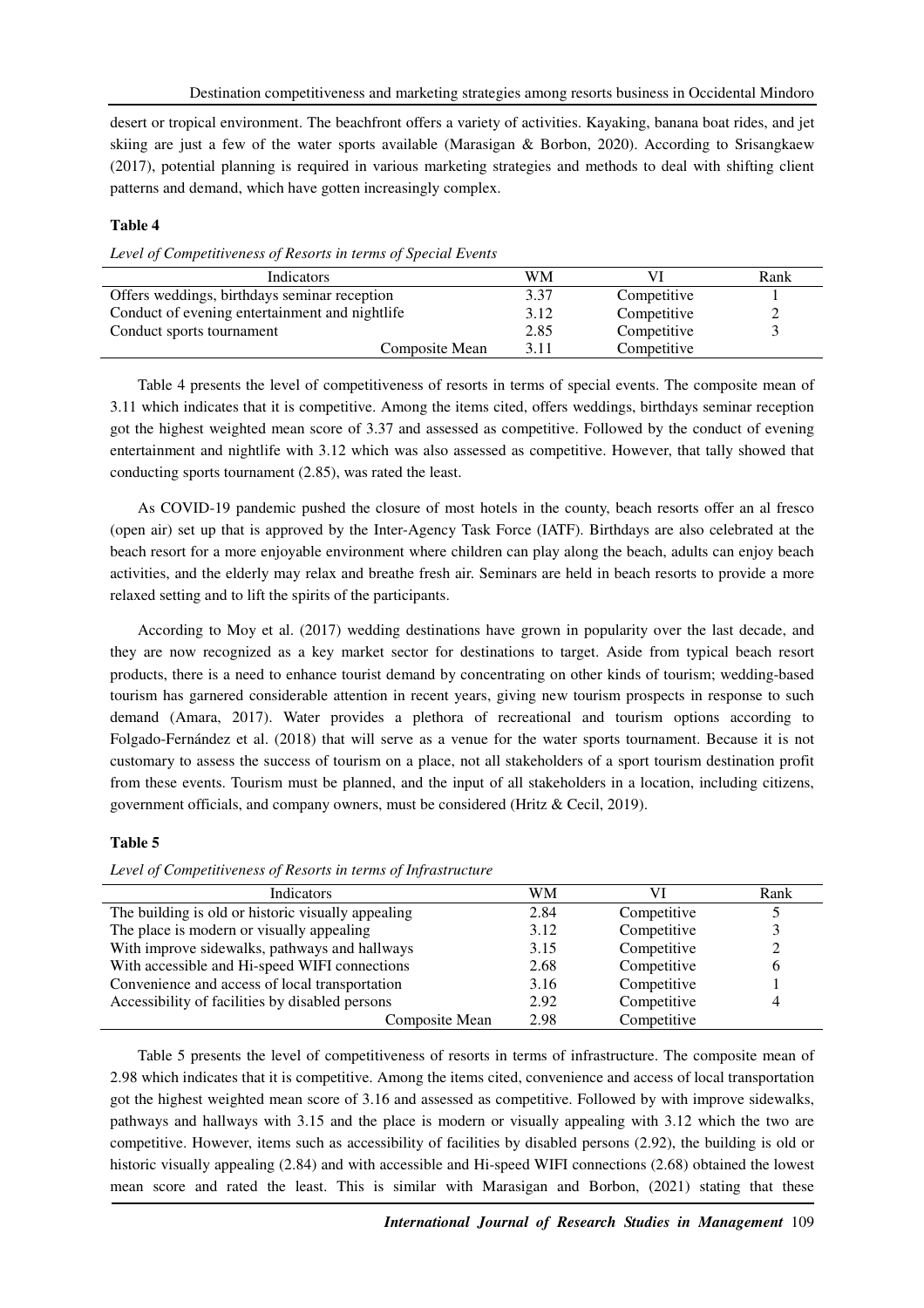desert or tropical environment. The beachfront offers a variety of activities. Kayaking, banana boat rides, and jet skiing are just a few of the water sports available (Marasigan & Borbon, 2020). According to Srisangkaew (2017), potential planning is required in various marketing strategies and methods to deal with shifting client patterns and demand, which have gotten increasingly complex.

**Table 4**

*Level of Competitiveness of Resorts in terms of Special Events*

| Indicators | WM | VI | Rank |
|---|---|---|---|
| Offers weddings, birthdays seminar reception | 3.37 | Competitive | 1 |
| Conduct of evening entertainment and nightlife | 3.12 | Competitive | 2 |
| Conduct sports tournament | 2.85 | Competitive | 3 |
| Composite Mean | 3.11 | Competitive | |

Table 4 presents the level of competitiveness of resorts in terms of special events. The composite mean of 3.11 which indicates that it is competitive. Among the items cited, offers weddings, birthdays seminar reception got the highest weighted mean score of 3.37 and assessed as competitive. Followed by the conduct of evening entertainment and nightlife with 3.12 which was also assessed as competitive. However, that tally showed that conducting sports tournament (2.85), was rated the least.

As COVID-19 pandemic pushed the closure of most hotels in the county, beach resorts offer an al fresco (open air) set up that is approved by the Inter-Agency Task Force (IATF). Birthdays are also celebrated at the beach resort for a more enjoyable environment where children can play along the beach, adults can enjoy beach activities, and the elderly may relax and breathe fresh air. Seminars are held in beach resorts to provide a more relaxed setting and to lift the spirits of the participants.

According to Moy et al. (2017) wedding destinations have grown in popularity over the last decade, and they are now recognized as a key market sector for destinations to target. Aside from typical beach resort products, there is a need to enhance tourist demand by concentrating on other kinds of tourism; wedding-based tourism has garnered considerable attention in recent years, giving new tourism prospects in response to such demand (Amara, 2017). Water provides a plethora of recreational and tourism options according to Folgado-Fernández et al. (2018) that will serve as a venue for the water sports tournament. Because it is not customary to assess the success of tourism on a place, not all stakeholders of a sport tourism destination profit from these events. Tourism must be planned, and the input of all stakeholders in a location, including citizens, government officials, and company owners, must be considered (Hritz & Cecil, 2019).

**Table 5**

*Level of Competitiveness of Resorts in terms of Infrastructure*

| Indicators | WM | VI | Rank |
|---|---|---|---|
| The building is old or historic visually appealing | 2.84 | Competitive | 5 |
| The place is modern or visually appealing | 3.12 | Competitive | 3 |
| With improve sidewalks, pathways and hallways | 3.15 | Competitive | 2 |
| With accessible and Hi-speed WIFI connections | 2.68 | Competitive | 6 |
| Convenience and access of local transportation | 3.16 | Competitive | 1 |
| Accessibility of facilities by disabled persons | 2.92 | Competitive | 4 |
| Composite Mean | 2.98 | Competitive | |

Table 5 presents the level of competitiveness of resorts in terms of infrastructure. The composite mean of 2.98 which indicates that it is competitive. Among the items cited, convenience and access of local transportation got the highest weighted mean score of 3.16 and assessed as competitive. Followed by with improve sidewalks, pathways and hallways with 3.15 and the place is modern or visually appealing with 3.12 which the two are competitive. However, items such as accessibility of facilities by disabled persons (2.92), the building is old or historic visually appealing (2.84) and with accessible and Hi-speed WIFI connections (2.68) obtained the lowest mean score and rated the least. This is similar with Marasigan and Borbon, (2021) stating that these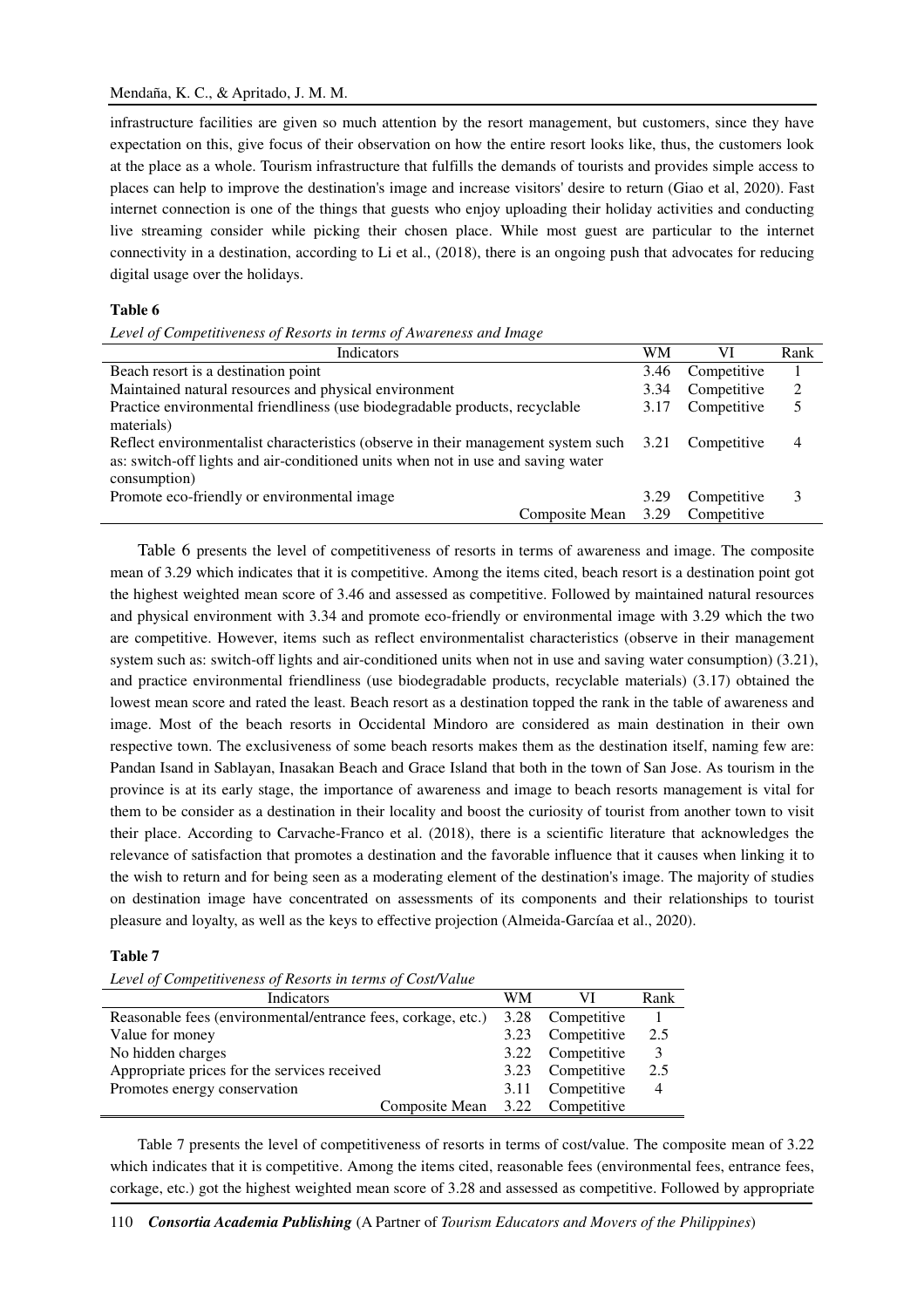infrastructure facilities are given so much attention by the resort management, but customers, since they have expectation on this, give focus of their observation on how the entire resort looks like, thus, the customers look at the place as a whole. Tourism infrastructure that fulfills the demands of tourists and provides simple access to places can help to improve the destination's image and increase visitors' desire to return (Giao et al, 2020). Fast internet connection is one of the things that guests who enjoy uploading their holiday activities and conducting live streaming consider while picking their chosen place. While most guest are particular to the internet connectivity in a destination, according to Li et al., (2018), there is an ongoing push that advocates for reducing digital usage over the holidays.

**Table 6**

*Level of Competitiveness of Resorts in terms of Awareness and Image*

| Indicators | WM | VI | Rank |
|---|---|---|---|
| Beach resort is a destination point | 3.46 | Competitive | 1 |
| Maintained natural resources and physical environment | 3.34 | Competitive | 2 |
| Practice environmental friendliness (use biodegradable products, recyclable materials) | 3.17 | Competitive | 5 |
| Reflect environmentalist characteristics (observe in their management system such as: switch-off lights and air-conditioned units when not in use and saving water consumption) | 3.21 | Competitive | 4 |
| Promote eco-friendly or environmental image | 3.29 | Competitive | 3 |
| Composite Mean | 3.29 | Competitive | |

Table 6 presents the level of competitiveness of resorts in terms of awareness and image. The composite mean of 3.29 which indicates that it is competitive. Among the items cited, beach resort is a destination point got the highest weighted mean score of 3.46 and assessed as competitive. Followed by maintained natural resources and physical environment with 3.34 and promote eco-friendly or environmental image with 3.29 which the two are competitive. However, items such as reflect environmentalist characteristics (observe in their management system such as: switch-off lights and air-conditioned units when not in use and saving water consumption) (3.21), and practice environmental friendliness (use biodegradable products, recyclable materials) (3.17) obtained the lowest mean score and rated the least. Beach resort as a destination topped the rank in the table of awareness and image. Most of the beach resorts in Occidental Mindoro are considered as main destination in their own respective town. The exclusiveness of some beach resorts makes them as the destination itself, naming few are: Pandan Isand in Sablayan, Inasakan Beach and Grace Island that both in the town of San Jose. As tourism in the province is at its early stage, the importance of awareness and image to beach resorts management is vital for them to be consider as a destination in their locality and boost the curiosity of tourist from another town to visit their place. According to Carvache-Franco et al. (2018), there is a scientific literature that acknowledges the relevance of satisfaction that promotes a destination and the favorable influence that it causes when linking it to the wish to return and for being seen as a moderating element of the destination's image. The majority of studies on destination image have concentrated on assessments of its components and their relationships to tourist pleasure and loyalty, as well as the keys to effective projection (Almeida-Garcíaa et al., 2020).

**Table 7**

*Level of Competitiveness of Resorts in terms of Cost/Value*

| Indicators | WM | VI | Rank |
|---|---|---|---|
| Reasonable fees (environmental/entrance fees, corkage, etc.) | 3.28 | Competitive | 1 |
| Value for money | 3.23 | Competitive | 2.5 |
| No hidden charges | 3.22 | Competitive | 3 |
| Appropriate prices for the services received | 3.23 | Competitive | 2.5 |
| Promotes energy conservation | 3.11 | Competitive | 4 |
| Composite Mean | 3.22 | Competitive | |

Table 7 presents the level of competitiveness of resorts in terms of cost/value. The composite mean of 3.22 which indicates that it is competitive. Among the items cited, reasonable fees (environmental fees, entrance fees, corkage, etc.) got the highest weighted mean score of 3.28 and assessed as competitive. Followed by appropriate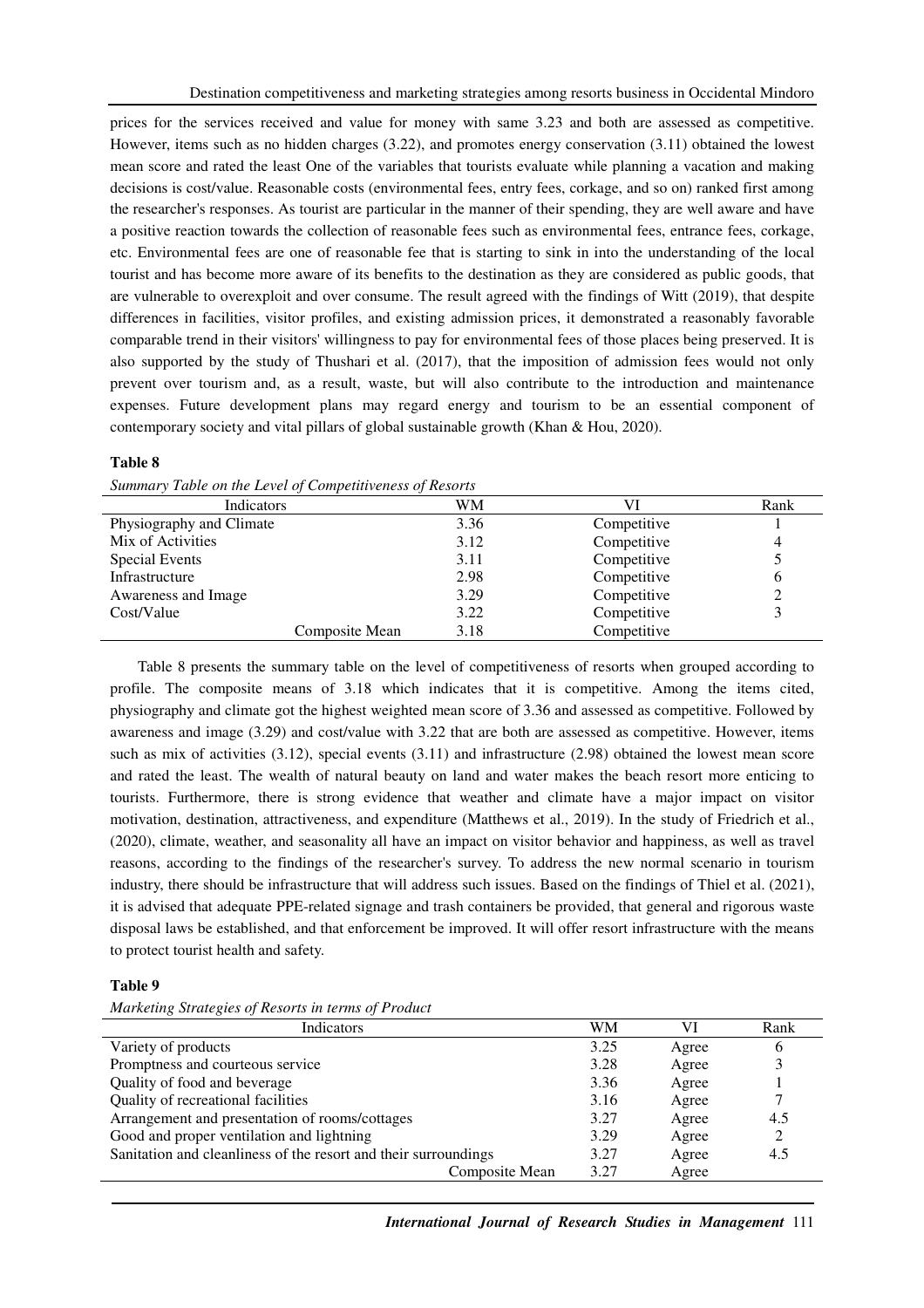prices for the services received and value for money with same 3.23 and both are assessed as competitive. However, items such as no hidden charges (3.22), and promotes energy conservation (3.11) obtained the lowest mean score and rated the least One of the variables that tourists evaluate while planning a vacation and making decisions is cost/value. Reasonable costs (environmental fees, entry fees, corkage, and so on) ranked first among the researcher's responses. As tourist are particular in the manner of their spending, they are well aware and have a positive reaction towards the collection of reasonable fees such as environmental fees, entrance fees, corkage, etc. Environmental fees are one of reasonable fee that is starting to sink in into the understanding of the local tourist and has become more aware of its benefits to the destination as they are considered as public goods, that are vulnerable to overexploit and over consume. The result agreed with the findings of Witt (2019), that despite differences in facilities, visitor profiles, and existing admission prices, it demonstrated a reasonably favorable comparable trend in their visitors' willingness to pay for environmental fees of those places being preserved. It is also supported by the study of Thushari et al. (2017), that the imposition of admission fees would not only prevent over tourism and, as a result, waste, but will also contribute to the introduction and maintenance expenses. Future development plans may regard energy and tourism to be an essential component of contemporary society and vital pillars of global sustainable growth (Khan & Hou, 2020).

**Table 8**

*Summary Table on the Level of Competitiveness of Resorts*

| Indicators | WM | VI | Rank |
|---|---|---|---|
| Physiography and Climate | 3.36 | Competitive | 1 |
| Mix of Activities | 3.12 | Competitive | 4 |
| Special Events | 3.11 | Competitive | 5 |
| Infrastructure | 2.98 | Competitive | 6 |
| Awareness and Image | 3.29 | Competitive | 2 |
| Cost/Value | 3.22 | Competitive | 3 |
| Composite Mean | 3.18 | Competitive | |

Table 8 presents the summary table on the level of competitiveness of resorts when grouped according to profile. The composite means of 3.18 which indicates that it is competitive. Among the items cited, physiography and climate got the highest weighted mean score of 3.36 and assessed as competitive. Followed by awareness and image (3.29) and cost/value with 3.22 that are both are assessed as competitive. However, items such as mix of activities (3.12), special events (3.11) and infrastructure (2.98) obtained the lowest mean score and rated the least. The wealth of natural beauty on land and water makes the beach resort more enticing to tourists. Furthermore, there is strong evidence that weather and climate have a major impact on visitor motivation, destination, attractiveness, and expenditure (Matthews et al., 2019). In the study of Friedrich et al., (2020), climate, weather, and seasonality all have an impact on visitor behavior and happiness, as well as travel reasons, according to the findings of the researcher's survey. To address the new normal scenario in tourism industry, there should be infrastructure that will address such issues. Based on the findings of Thiel et al. (2021), it is advised that adequate PPE-related signage and trash containers be provided, that general and rigorous waste disposal laws be established, and that enforcement be improved. It will offer resort infrastructure with the means to protect tourist health and safety.

**Table 9**

*Marketing Strategies of Resorts in terms of Product*

| Indicators | WM | VI | Rank |
|---|---|---|---|
| Variety of products | 3.25 | Agree | 6 |
| Promptness and courteous service | 3.28 | Agree | 3 |
| Quality of food and beverage | 3.36 | Agree | 1 |
| Quality of recreational facilities | 3.16 | Agree | 7 |
| Arrangement and presentation of rooms/cottages | 3.27 | Agree | 4.5 |
| Good and proper ventilation and lightning | 3.29 | Agree | 2 |
| Sanitation and cleanliness of the resort and their surroundings | 3.27 | Agree | 4.5 |
| Composite Mean | 3.27 | Agree | |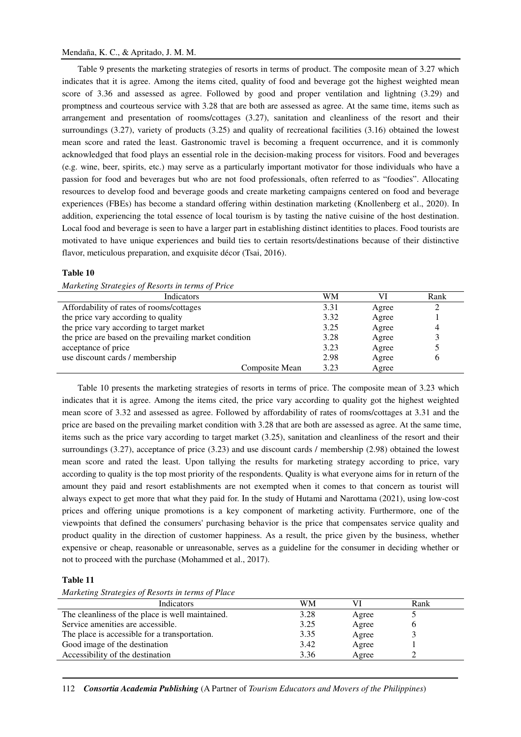Table 9 presents the marketing strategies of resorts in terms of product. The composite mean of 3.27 which indicates that it is agree. Among the items cited, quality of food and beverage got the highest weighted mean score of 3.36 and assessed as agree. Followed by good and proper ventilation and lightning (3.29) and promptness and courteous service with 3.28 that are both are assessed as agree. At the same time, items such as arrangement and presentation of rooms/cottages (3.27), sanitation and cleanliness of the resort and their surroundings (3.27), variety of products (3.25) and quality of recreational facilities (3.16) obtained the lowest mean score and rated the least. Gastronomic travel is becoming a frequent occurrence, and it is commonly acknowledged that food plays an essential role in the decision-making process for visitors. Food and beverages (e.g. wine, beer, spirits, etc.) may serve as a particularly important motivator for those individuals who have a passion for food and beverages but who are not food professionals, often referred to as "foodies". Allocating resources to develop food and beverage goods and create marketing campaigns centered on food and beverage experiences (FBEs) has become a standard offering within destination marketing (Knollenberg et al., 2020). In addition, experiencing the total essence of local tourism is by tasting the native cuisine of the host destination. Local food and beverage is seen to have a larger part in establishing distinct identities to places. Food tourists are motivated to have unique experiences and build ties to certain resorts/destinations because of their distinctive flavor, meticulous preparation, and exquisite décor (Tsai, 2016).

**Table 10**

*Marketing Strategies of Resorts in terms of Price*

| Indicators | WM | VI | Rank |
|---|---|---|---|
| Affordability of rates of rooms/cottages | 3.31 | Agree | 2 |
| the price vary according to quality | 3.32 | Agree | 1 |
| the price vary according to target market | 3.25 | Agree | 4 |
| the price are based on the prevailing market condition | 3.28 | Agree | 3 |
| acceptance of price | 3.23 | Agree | 5 |
| use discount cards / membership | 2.98 | Agree | 6 |
| Composite Mean | 3.23 | Agree | |

Table 10 presents the marketing strategies of resorts in terms of price. The composite mean of 3.23 which indicates that it is agree. Among the items cited, the price vary according to quality got the highest weighted mean score of 3.32 and assessed as agree. Followed by affordability of rates of rooms/cottages at 3.31 and the price are based on the prevailing market condition with 3.28 that are both are assessed as agree. At the same time, items such as the price vary according to target market (3.25), sanitation and cleanliness of the resort and their surroundings (3.27), acceptance of price (3.23) and use discount cards / membership (2.98) obtained the lowest mean score and rated the least. Upon tallying the results for marketing strategy according to price, vary according to quality is the top most priority of the respondents. Quality is what everyone aims for in return of the amount they paid and resort establishments are not exempted when it comes to that concern as tourist will always expect to get more that what they paid for. In the study of Hutami and Narottama (2021), using low-cost prices and offering unique promotions is a key component of marketing activity. Furthermore, one of the viewpoints that defined the consumers' purchasing behavior is the price that compensates service quality and product quality in the direction of customer happiness. As a result, the price given by the business, whether expensive or cheap, reasonable or unreasonable, serves as a guideline for the consumer in deciding whether or not to proceed with the purchase (Mohammed et al., 2017).

**Table 11**

*Marketing Strategies of Resorts in terms of Place*

| Indicators | WM | VI | Rank |
|---|---|---|---|
| The cleanliness of the place is well maintained. | 3.28 | Agree | 5 |
| Service amenities are accessible. | 3.25 | Agree | 6 |
| The place is accessible for a transportation. | 3.35 | Agree | 3 |
| Good image of the destination | 3.42 | Agree | 1 |
| Accessibility of the destination | 3.36 | Agree | 2 |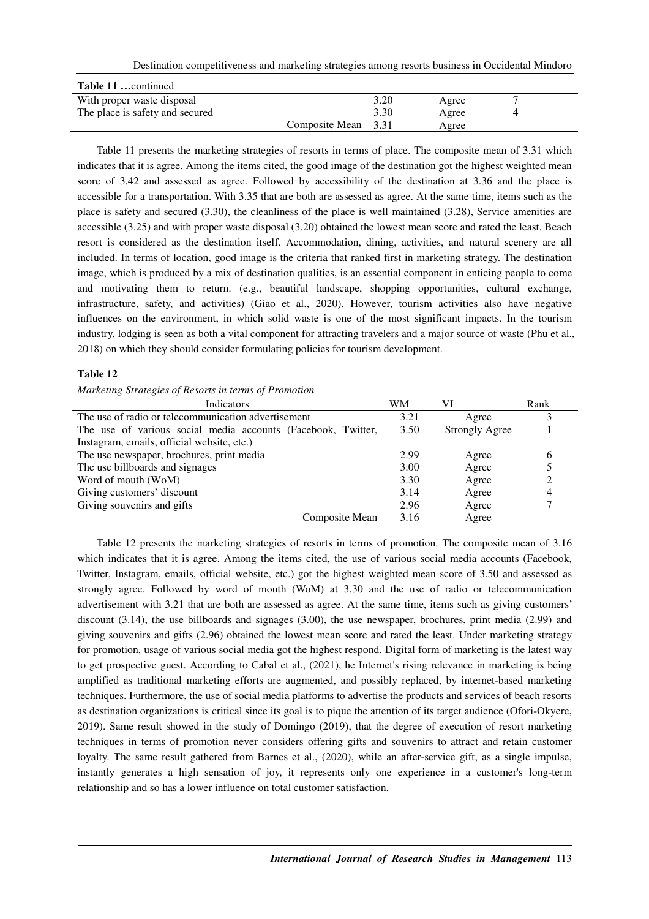**Table 11 …continued**

| | | | |
|---|---|---|---|
| With proper waste disposal | 3.20 | Agree | 7 |
| The place is safety and secured | 3.30 | Agree | 4 |
| Composite Mean | 3.31 | Agree | |

Table 11 presents the marketing strategies of resorts in terms of place. The composite mean of 3.31 which indicates that it is agree. Among the items cited, the good image of the destination got the highest weighted mean score of 3.42 and assessed as agree. Followed by accessibility of the destination at 3.36 and the place is accessible for a transportation. With 3.35 that are both are assessed as agree. At the same time, items such as the place is safety and secured (3.30), the cleanliness of the place is well maintained (3.28), Service amenities are accessible (3.25) and with proper waste disposal (3.20) obtained the lowest mean score and rated the least. Beach resort is considered as the destination itself. Accommodation, dining, activities, and natural scenery are all included. In terms of location, good image is the criteria that ranked first in marketing strategy. The destination image, which is produced by a mix of destination qualities, is an essential component in enticing people to come and motivating them to return. (e.g., beautiful landscape, shopping opportunities, cultural exchange, infrastructure, safety, and activities) (Giao et al., 2020). However, tourism activities also have negative influences on the environment, in which solid waste is one of the most significant impacts. In the tourism industry, lodging is seen as both a vital component for attracting travelers and a major source of waste (Phu et al., 2018) on which they should consider formulating policies for tourism development.

**Table 12**

*Marketing Strategies of Resorts in terms of Promotion*

| Indicators | WM | VI | Rank |
|---|---|---|---|
| The use of radio or telecommunication advertisement | 3.21 | Agree | 3 |
| The use of various social media accounts (Facebook, Twitter, Instagram, emails, official website, etc.) | 3.50 | Strongly Agree | 1 |
| The use newspaper, brochures, print media | 2.99 | Agree | 6 |
| The use billboards and signages | 3.00 | Agree | 5 |
| Word of mouth (WoM) | 3.30 | Agree | 2 |
| Giving customers' discount | 3.14 | Agree | 4 |
| Giving souvenirs and gifts | 2.96 | Agree | 7 |
| Composite Mean | 3.16 | Agree | |

Table 12 presents the marketing strategies of resorts in terms of promotion. The composite mean of 3.16 which indicates that it is agree. Among the items cited, the use of various social media accounts (Facebook, Twitter, Instagram, emails, official website, etc.) got the highest weighted mean score of 3.50 and assessed as strongly agree. Followed by word of mouth (WoM) at 3.30 and the use of radio or telecommunication advertisement with 3.21 that are both are assessed as agree. At the same time, items such as giving customers' discount (3.14), the use billboards and signages (3.00), the use newspaper, brochures, print media (2.99) and giving souvenirs and gifts (2.96) obtained the lowest mean score and rated the least. Under marketing strategy for promotion, usage of various social media got the highest respond. Digital form of marketing is the latest way to get prospective guest. According to Cabal et al., (2021), he Internet's rising relevance in marketing is being amplified as traditional marketing efforts are augmented, and possibly replaced, by internet-based marketing techniques. Furthermore, the use of social media platforms to advertise the products and services of beach resorts as destination organizations is critical since its goal is to pique the attention of its target audience (Ofori-Okyere, 2019). Same result showed in the study of Domingo (2019), that the degree of execution of resort marketing techniques in terms of promotion never considers offering gifts and souvenirs to attract and retain customer loyalty. The same result gathered from Barnes et al., (2020), while an after-service gift, as a single impulse, instantly generates a high sensation of joy, it represents only one experience in a customer's long-term relationship and so has a lower influence on total customer satisfaction.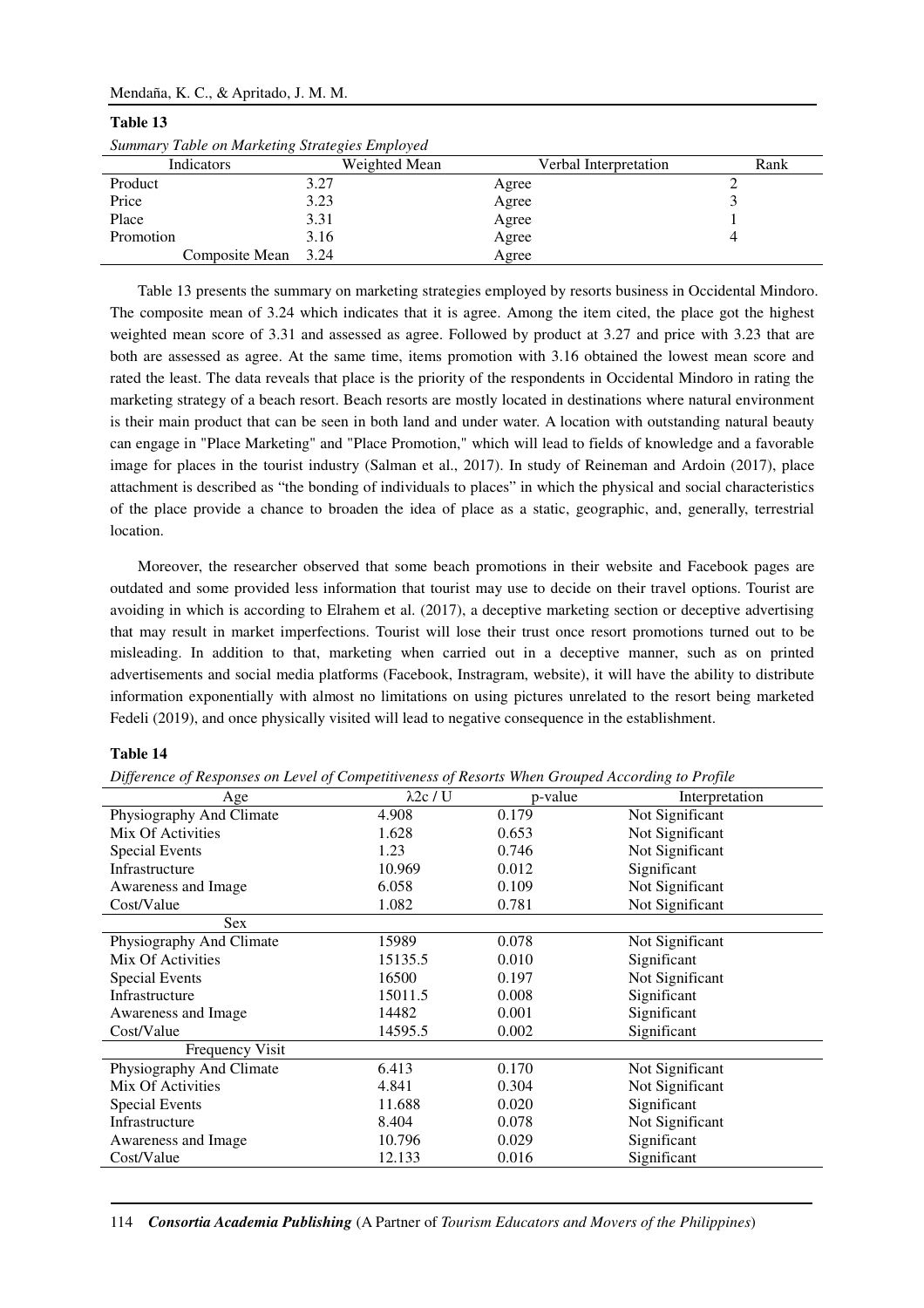**Table 13**

*Summary Table on Marketing Strategies Employed*

| Indicators | Weighted Mean | Verbal Interpretation | Rank |
|---|---|---|---|
| Product | 3.27 | Agree | 2 |
| Price | 3.23 | Agree | 3 |
| Place | 3.31 | Agree | 1 |
| Promotion | 3.16 | Agree | 4 |
| Composite Mean | 3.24 | Agree | |

Table 13 presents the summary on marketing strategies employed by resorts business in Occidental Mindoro. The composite mean of 3.24 which indicates that it is agree. Among the item cited, the place got the highest weighted mean score of 3.31 and assessed as agree. Followed by product at 3.27 and price with 3.23 that are both are assessed as agree. At the same time, items promotion with 3.16 obtained the lowest mean score and rated the least. The data reveals that place is the priority of the respondents in Occidental Mindoro in rating the marketing strategy of a beach resort. Beach resorts are mostly located in destinations where natural environment is their main product that can be seen in both land and under water. A location with outstanding natural beauty can engage in "Place Marketing" and "Place Promotion," which will lead to fields of knowledge and a favorable image for places in the tourist industry (Salman et al., 2017). In study of Reineman and Ardoin (2017), place attachment is described as "the bonding of individuals to places" in which the physical and social characteristics of the place provide a chance to broaden the idea of place as a static, geographic, and, generally, terrestrial location.

Moreover, the researcher observed that some beach promotions in their website and Facebook pages are outdated and some provided less information that tourist may use to decide on their travel options. Tourist are avoiding in which is according to Elrahem et al. (2017), a deceptive marketing section or deceptive advertising that may result in market imperfections. Tourist will lose their trust once resort promotions turned out to be misleading. In addition to that, marketing when carried out in a deceptive manner, such as on printed advertisements and social media platforms (Facebook, Instragram, website), it will have the ability to distribute information exponentially with almost no limitations on using pictures unrelated to the resort being marketed Fedeli (2019), and once physically visited will lead to negative consequence in the establishment.

**Table 14**

*Difference of Responses on Level of Competitiveness of Resorts When Grouped According to Profile*

| Age | $\lambda 2c$ / U | p-value | Interpretation |
|---|---|---|---|
| Physiography And Climate | 4.908 | 0.179 | Not Significant |
| Mix Of Activities | 1.628 | 0.653 | Not Significant |
| Special Events | 1.23 | 0.746 | Not Significant |
| Infrastructure | 10.969 | 0.012 | Significant |
| Awareness and Image | 6.058 | 0.109 | Not Significant |
| Cost/Value | 1.082 | 0.781 | Not Significant |
| Sex | | | |
| Physiography And Climate | 15989 | 0.078 | Not Significant |
| Mix Of Activities | 15135.5 | 0.010 | Significant |
| Special Events | 16500 | 0.197 | Not Significant |
| Infrastructure | 15011.5 | 0.008 | Significant |
| Awareness and Image | 14482 | 0.001 | Significant |
| Cost/Value | 14595.5 | 0.002 | Significant |
| Frequency Visit | | | |
| Physiography And Climate | 6.413 | 0.170 | Not Significant |
| Mix Of Activities | 4.841 | 0.304 | Not Significant |
| Special Events | 11.688 | 0.020 | Significant |
| Infrastructure | 8.404 | 0.078 | Not Significant |
| Awareness and Image | 10.796 | 0.029 | Significant |
| Cost/Value | 12.133 | 0.016 | Significant |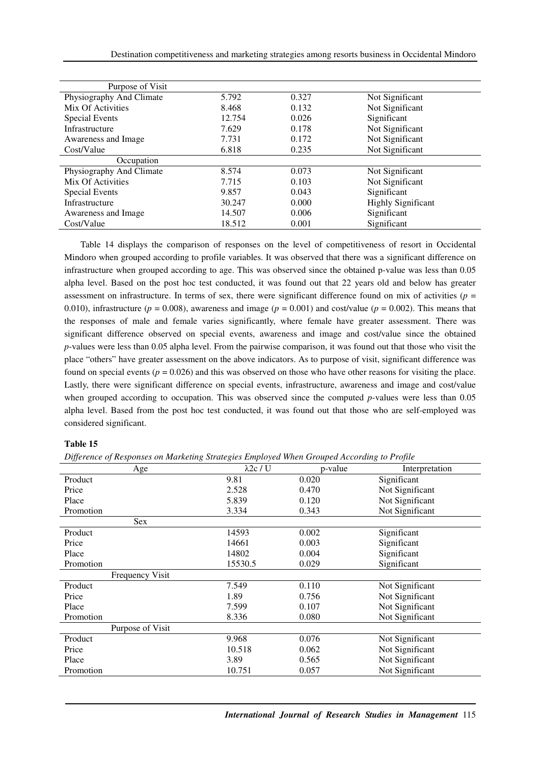| Purpose of Visit | | | |
|---|---|---|---|
| Physiography And Climate | 5.792 | 0.327 | Not Significant |
| Mix Of Activities | 8.468 | 0.132 | Not Significant |
| Special Events | 12.754 | 0.026 | Significant |
| Infrastructure | 7.629 | 0.178 | Not Significant |
| Awareness and Image | 7.731 | 0.172 | Not Significant |
| Cost/Value | 6.818 | 0.235 | Not Significant |
| Occupation | | | |
| Physiography And Climate | 8.574 | 0.073 | Not Significant |
| Mix Of Activities | 7.715 | 0.103 | Not Significant |
| Special Events | 9.857 | 0.043 | Significant |
| Infrastructure | 30.247 | 0.000 | Highly Significant |
| Awareness and Image | 14.507 | 0.006 | Significant |
| Cost/Value | 18.512 | 0.001 | Significant |

Table 14 displays the comparison of responses on the level of competitiveness of resort in Occidental Mindoro when grouped according to profile variables. It was observed that there was a significant difference on infrastructure when grouped according to age. This was observed since the obtained p-value was less than 0.05 alpha level. Based on the post hoc test conducted, it was found out that 22 years old and below has greater assessment on infrastructure. In terms of sex, there were significant difference found on mix of activities ($p$ = 0.010), infrastructure ($p$ = 0.008), awareness and image ($p$ = 0.001) and cost/value ($p$ = 0.002). This means that the responses of male and female varies significantly, where female have greater assessment. There was significant difference observed on special events, awareness and image and cost/value since the obtained $p$-values were less than 0.05 alpha level. From the pairwise comparison, it was found out that those who visit the place "others" have greater assessment on the above indicators. As to purpose of visit, significant difference was found on special events ($p$ = 0.026) and this was observed on those who have other reasons for visiting the place. Lastly, there were significant difference on special events, infrastructure, awareness and image and cost/value when grouped according to occupation. This was observed since the computed $p$-values were less than 0.05 alpha level. Based from the post hoc test conducted, it was found out that those who are self-employed was considered significant.

**Table 15**

*Difference of Responses on Marketing Strategies Employed When Grouped According to Profile*

| Age | $\lambda 2c$ / U | p-value | Interpretation |
|---|---|---|---|
| Product | 9.81 | 0.020 | Significant |
| Price | 2.528 | 0.470 | Not Significant |
| Place | 5.839 | 0.120 | Not Significant |
| Promotion | 3.334 | 0.343 | Not Significant |
| Sex | | | |
| Product | 14593 | 0.002 | Significant |
| Price | 14661 | 0.003 | Significant |
| Place | 14802 | 0.004 | Significant |
| Promotion | 15530.5 | 0.029 | Significant |
| Frequency Visit | | | |
| Product | 7.549 | 0.110 | Not Significant |
| Price | 1.89 | 0.756 | Not Significant |
| Place | 7.599 | 0.107 | Not Significant |
| Promotion | 8.336 | 0.080 | Not Significant |
| Purpose of Visit | | | |
| Product | 9.968 | 0.076 | Not Significant |
| Price | 10.518 | 0.062 | Not Significant |
| Place | 3.89 | 0.565 | Not Significant |
| Promotion | 10.751 | 0.057 | Not Significant |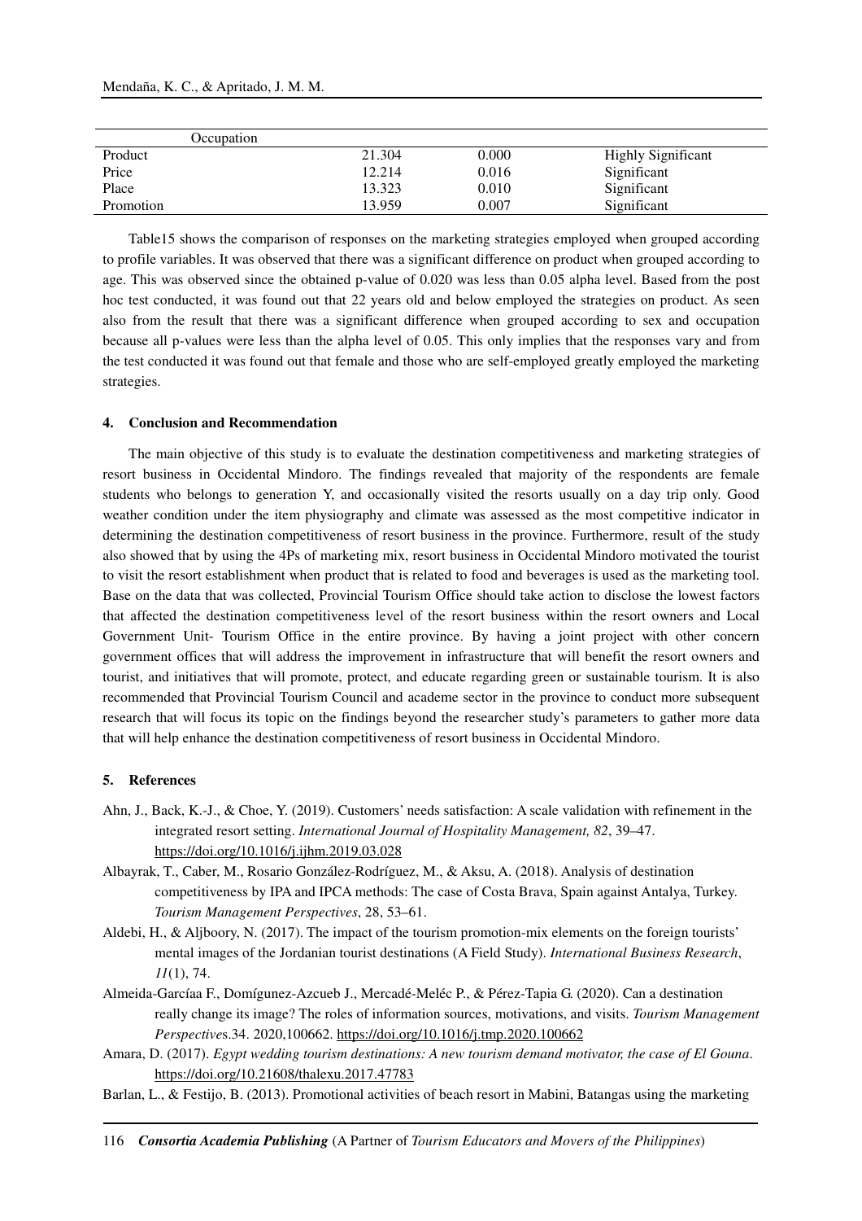| Occupation | | | |
|---|---|---|---|
| Product | 21.304 | 0.000 | Highly Significant |
| Price | 12.214 | 0.016 | Significant |
| Place | 13.323 | 0.010 | Significant |
| Promotion | 13.959 | 0.007 | Significant |

Table15 shows the comparison of responses on the marketing strategies employed when grouped according to profile variables. It was observed that there was a significant difference on product when grouped according to age. This was observed since the obtained p-value of 0.020 was less than 0.05 alpha level. Based from the post hoc test conducted, it was found out that 22 years old and below employed the strategies on product. As seen also from the result that there was a significant difference when grouped according to sex and occupation because all p-values were less than the alpha level of 0.05. This only implies that the responses vary and from the test conducted it was found out that female and those who are self-employed greatly employed the marketing strategies.

## 4. Conclusion and Recommendation

The main objective of this study is to evaluate the destination competitiveness and marketing strategies of resort business in Occidental Mindoro. The findings revealed that majority of the respondents are female students who belongs to generation Y, and occasionally visited the resorts usually on a day trip only. Good weather condition under the item physiography and climate was assessed as the most competitive indicator in determining the destination competitiveness of resort business in the province. Furthermore, result of the study also showed that by using the 4Ps of marketing mix, resort business in Occidental Mindoro motivated the tourist to visit the resort establishment when product that is related to food and beverages is used as the marketing tool. Base on the data that was collected, Provincial Tourism Office should take action to disclose the lowest factors that affected the destination competitiveness level of the resort business within the resort owners and Local Government Unit- Tourism Office in the entire province. By having a joint project with other concern government offices that will address the improvement in infrastructure that will benefit the resort owners and tourist, and initiatives that will promote, protect, and educate regarding green or sustainable tourism. It is also recommended that Provincial Tourism Council and academe sector in the province to conduct more subsequent research that will focus its topic on the findings beyond the researcher study's parameters to gather more data that will help enhance the destination competitiveness of resort business in Occidental Mindoro.

## 5. References

Ahn, J., Back, K.-J., & Choe, Y. (2019). Customers' needs satisfaction: A scale validation with refinement in the integrated resort setting. *International Journal of Hospitality Management, 82*, 39–47. https://doi.org/10.1016/j.ijhm.2019.03.028

Albayrak, T., Caber, M., Rosario González-Rodríguez, M., & Aksu, A. (2018). Analysis of destination competitiveness by IPA and IPCA methods: The case of Costa Brava, Spain against Antalya, Turkey. *Tourism Management Perspectives*, 28, 53–61.

Aldebi, H., & Aljboory, N. (2017). The impact of the tourism promotion-mix elements on the foreign tourists' mental images of the Jordanian tourist destinations (A Field Study). *International Business Research*, *11*(1), 74.

Almeida-Garcíaa F., Domígunez-Azcueb J., Mercadé-Meléc P., & Pérez-Tapia G. (2020). Can a destination really change its image? The roles of information sources, motivations, and visits. *Tourism Management Perspective*s.34. 2020,100662. https://doi.org/10.1016/j.tmp.2020.100662

Amara, D. (2017). *Egypt wedding tourism destinations: A new tourism demand motivator, the case of El Gouna*. https://doi.org/10.21608/thalexu.2017.47783

Barlan, L., & Festijo, B. (2013). Promotional activities of beach resort in Mabini, Batangas using the marketing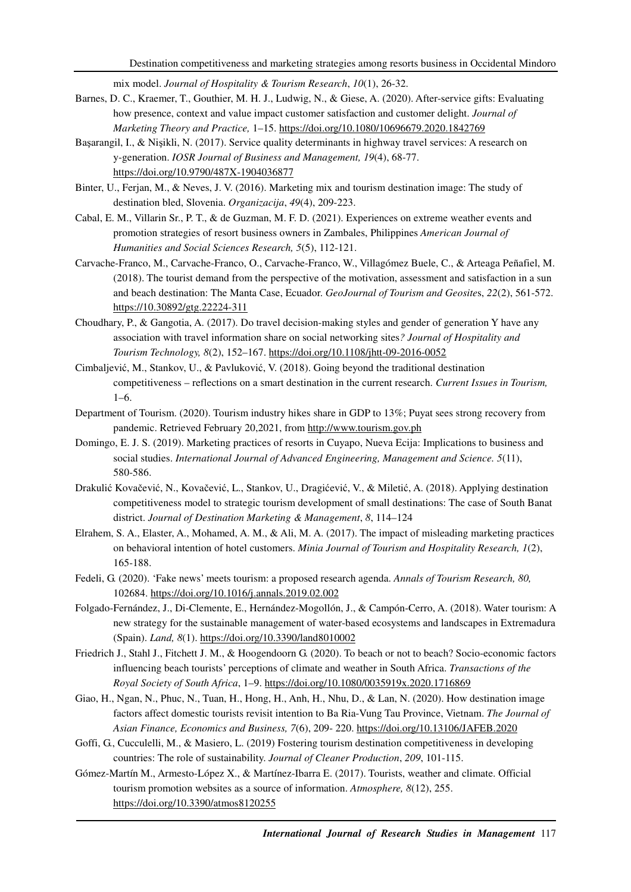mix model. *Journal of Hospitality & Tourism Research*, *10*(1), 26-32.

Barnes, D. C., Kraemer, T., Gouthier, M. H. J., Ludwig, N., & Giese, A. (2020). After-service gifts: Evaluating how presence, context and value impact customer satisfaction and customer delight. *Journal of Marketing Theory and Practice,* 1–15. https://doi.org/10.1080/10696679.2020.1842769

Başarangil, I., & Nişikli, N. (2017). Service quality determinants in highway travel services: A research on y-generation. *IOSR Journal of Business and Management, 19*(4), 68-77. https://doi.org/10.9790/487X-1904036877

Binter, U., Ferjan, M., & Neves, J. V. (2016). Marketing mix and tourism destination image: The study of destination bled, Slovenia. *Organizacija*, *49*(4), 209-223.

Cabal, E. M., Villarin Sr., P. T., & de Guzman, M. F. D. (2021). Experiences on extreme weather events and promotion strategies of resort business owners in Zambales, Philippines *American Journal of Humanities and Social Sciences Research, 5*(5), 112-121.

Carvache-Franco, M., Carvache-Franco, O., Carvache-Franco, W., Villagómez Buele, C., & Arteaga Peñafiel, M. (2018). The tourist demand from the perspective of the motivation, assessment and satisfaction in a sun and beach destination: The Manta Case, Ecuador. *GeoJournal of Tourism and Geosites*, *22*(2), 561-572. https://10.30892/gtg.22224-311

Choudhary, P., & Gangotia, A. (2017). Do travel decision-making styles and gender of generation Y have any association with travel information share on social networking sites*? Journal of Hospitality and Tourism Technology, 8*(2), 152–167. https://doi.org/10.1108/jhtt-09-2016-0052

Cimbaljević, M., Stankov, U., & Pavluković, V. (2018). Going beyond the traditional destination competitiveness – reflections on a smart destination in the current research. *Current Issues in Tourism,* 1–6.

Department of Tourism. (2020). Tourism industry hikes share in GDP to 13%; Puyat sees strong recovery from pandemic. Retrieved February 20,2021, from http://www.tourism.gov.ph

Domingo, E. J. S. (2019). Marketing practices of resorts in Cuyapo, Nueva Ecija: Implications to business and social studies. *International Journal of Advanced Engineering, Management and Science. 5*(11), 580-586.

Drakulić Kovačević, N., Kovačević, L., Stankov, U., Dragićević, V., & Miletić, A. (2018). Applying destination competitiveness model to strategic tourism development of small destinations: The case of South Banat district. *Journal of Destination Marketing & Management*, *8*, 114–124

Elrahem, S. A., Elaster, A., Mohamed, A. M., & Ali, M. A. (2017). The impact of misleading marketing practices on behavioral intention of hotel customers. *Minia Journal of Tourism and Hospitality Research, 1*(2), 165-188.

Fedeli, G. (2020). 'Fake news' meets tourism: a proposed research agenda. *Annals of Tourism Research, 80,* 102684. https://doi.org/10.1016/j.annals.2019.02.002

Folgado-Fernández, J., Di-Clemente, E., Hernández-Mogollón, J., & Campón-Cerro, A. (2018). Water tourism: A new strategy for the sustainable management of water-based ecosystems and landscapes in Extremadura (Spain). *Land, 8*(1). https://doi.org/10.3390/land8010002

Friedrich J., Stahl J., Fitchett J. M., & Hoogendoorn G. (2020). To beach or not to beach? Socio-economic factors influencing beach tourists' perceptions of climate and weather in South Africa. *Transactions of the Royal Society of South Africa*, 1–9. https://doi.org/10.1080/0035919x.2020.1716869

Giao, H., Ngan, N., Phuc, N., Tuan, H., Hong, H., Anh, H., Nhu, D., & Lan, N. (2020). How destination image factors affect domestic tourists revisit intention to Ba Ria-Vung Tau Province, Vietnam. *The Journal of Asian Finance, Economics and Business, 7*(6), 209- 220. https://doi.org/10.13106/JAFEB.2020

Goffi, G., Cucculelli, M., & Masiero, L. (2019) Fostering tourism destination competitiveness in developing countries: The role of sustainability. *Journal of Cleaner Production*, *209*, 101-115.

Gómez-Martín M., Armesto-López X., & Martínez-Ibarra E. (2017). Tourists, weather and climate. Official tourism promotion websites as a source of information. *Atmosphere, 8*(12), 255. https://doi.org/10.3390/atmos8120255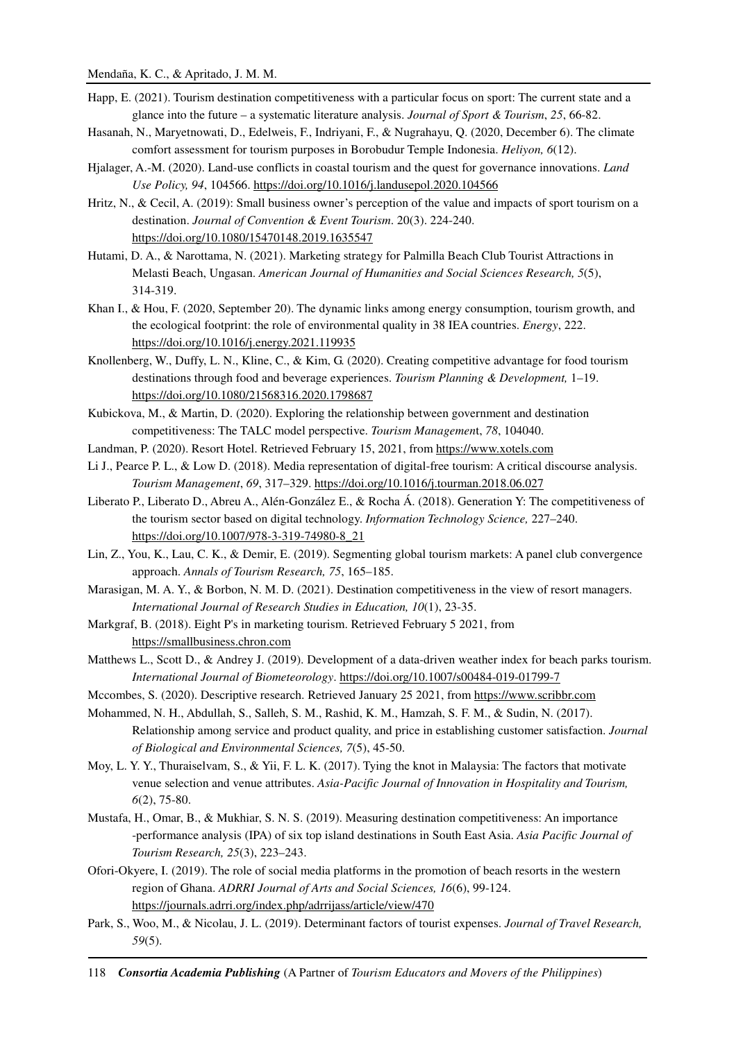Happ, E. (2021). Tourism destination competitiveness with a particular focus on sport: The current state and a glance into the future – a systematic literature analysis. *Journal of Sport & Tourism*, *25*, 66-82.

Hasanah, N., Maryetnowati, D., Edelweis, F., Indriyani, F., & Nugrahayu, Q. (2020, December 6). The climate comfort assessment for tourism purposes in Borobudur Temple Indonesia. *Heliyon, 6*(12).

Hjalager, A.-M. (2020). Land-use conflicts in coastal tourism and the quest for governance innovations. *Land Use Policy, 94*, 104566. https://doi.org/10.1016/j.landusepol.2020.104566

Hritz, N., & Cecil, A. (2019): Small business owner's perception of the value and impacts of sport tourism on a destination. *Journal of Convention & Event Tourism*. 20(3). 224-240. https://doi.org/10.1080/15470148.2019.1635547

Hutami, D. A., & Narottama, N. (2021). Marketing strategy for Palmilla Beach Club Tourist Attractions in Melasti Beach, Ungasan. *American Journal of Humanities and Social Sciences Research, 5*(5), 314-319.

Khan I., & Hou, F. (2020, September 20). The dynamic links among energy consumption, tourism growth, and the ecological footprint: the role of environmental quality in 38 IEA countries. *Energy*, 222. https://doi.org/10.1016/j.energy.2021.119935

Knollenberg, W., Duffy, L. N., Kline, C., & Kim, G. (2020). Creating competitive advantage for food tourism destinations through food and beverage experiences. *Tourism Planning & Development,* 1–19. https://doi.org/10.1080/21568316.2020.1798687

Kubickova, M., & Martin, D. (2020). Exploring the relationship between government and destination competitiveness: The TALC model perspective. *Tourism Management*, *78*, 104040.

Landman, P. (2020). Resort Hotel. Retrieved February 15, 2021, from https://www.xotels.com

Li J., Pearce P. L., & Low D. (2018). Media representation of digital-free tourism: A critical discourse analysis. *Tourism Management*, *69*, 317–329. https://doi.org/10.1016/j.tourman.2018.06.027

Liberato P., Liberato D., Abreu A., Alén-González E., & Rocha Á. (2018). Generation Y: The competitiveness of the tourism sector based on digital technology. *Information Technology Science,* 227–240. https://doi.org/10.1007/978-3-319-74980-8_21

Lin, Z., You, K., Lau, C. K., & Demir, E. (2019). Segmenting global tourism markets: A panel club convergence approach. *Annals of Tourism Research, 75*, 165–185.

Marasigan, M. A. Y., & Borbon, N. M. D. (2021). Destination competitiveness in the view of resort managers. *International Journal of Research Studies in Education, 10*(1), 23-35.

Markgraf, B. (2018). Eight P's in marketing tourism. Retrieved February 5 2021, from https://smallbusiness.chron.com

Matthews L., Scott D., & Andrey J. (2019). Development of a data-driven weather index for beach parks tourism. *International Journal of Biometeorology*. https://doi.org/10.1007/s00484-019-01799-7

Mccombes, S. (2020). Descriptive research. Retrieved January 25 2021, from https://www.scribbr.com

Mohammed, N. H., Abdullah, S., Salleh, S. M., Rashid, K. M., Hamzah, S. F. M., & Sudin, N. (2017). Relationship among service and product quality, and price in establishing customer satisfaction. *Journal of Biological and Environmental Sciences, 7*(5), 45-50.

Moy, L. Y. Y., Thuraiselvam, S., & Yii, F. L. K. (2017). Tying the knot in Malaysia: The factors that motivate venue selection and venue attributes. *Asia-Pacific Journal of Innovation in Hospitality and Tourism, 6*(2), 75-80.

Mustafa, H., Omar, B., & Mukhiar, S. N. S. (2019). Measuring destination competitiveness: An importance -performance analysis (IPA) of six top island destinations in South East Asia. *Asia Pacific Journal of Tourism Research, 25*(3), 223–243.

Ofori-Okyere, I. (2019). The role of social media platforms in the promotion of beach resorts in the western region of Ghana. *ADRRI Journal of Arts and Social Sciences, 16*(6), 99-124. https://journals.adrri.org/index.php/adrrijass/article/view/470

Park, S., Woo, M., & Nicolau, J. L. (2019). Determinant factors of tourist expenses. *Journal of Travel Research, 59*(5).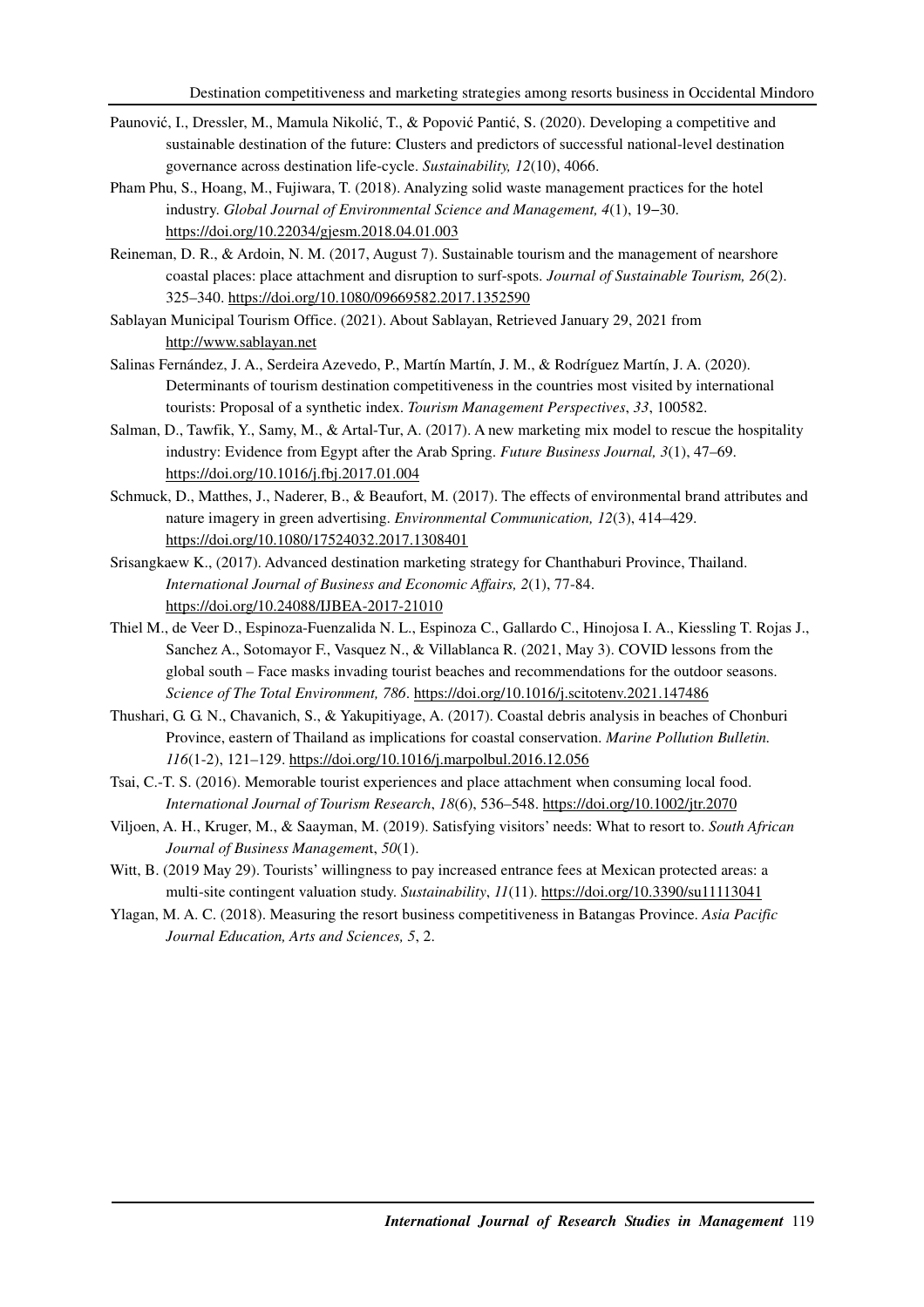Paunović, I., Dressler, M., Mamula Nikolić, T., & Popović Pantić, S. (2020). Developing a competitive and sustainable destination of the future: Clusters and predictors of successful national-level destination governance across destination life-cycle. *Sustainability, 12*(10), 4066.

Pham Phu, S., Hoang, M., Fujiwara, T. (2018). Analyzing solid waste management practices for the hotel industry. *Global Journal of Environmental Science and Management, 4*(1), 19–30. https://doi.org/10.22034/gjesm.2018.04.01.003

Reineman, D. R., & Ardoin, N. M. (2017, August 7). Sustainable tourism and the management of nearshore coastal places: place attachment and disruption to surf-spots. *Journal of Sustainable Tourism, 26*(2). 325–340. https://doi.org/10.1080/09669582.2017.1352590

Sablayan Municipal Tourism Office. (2021). About Sablayan, Retrieved January 29, 2021 from http://www.sablayan.net

Salinas Fernández, J. A., Serdeira Azevedo, P., Martín Martín, J. M., & Rodríguez Martín, J. A. (2020). Determinants of tourism destination competitiveness in the countries most visited by international tourists: Proposal of a synthetic index. *Tourism Management Perspectives*, *33*, 100582.

Salman, D., Tawfik, Y., Samy, M., & Artal-Tur, A. (2017). A new marketing mix model to rescue the hospitality industry: Evidence from Egypt after the Arab Spring. *Future Business Journal, 3*(1), 47–69. https://doi.org/10.1016/j.fbj.2017.01.004

Schmuck, D., Matthes, J., Naderer, B., & Beaufort, M. (2017). The effects of environmental brand attributes and nature imagery in green advertising. *Environmental Communication, 12*(3), 414–429. https://doi.org/10.1080/17524032.2017.1308401

Srisangkaew K., (2017). Advanced destination marketing strategy for Chanthaburi Province, Thailand. *International Journal of Business and Economic Affairs, 2*(1), 77-84. https://doi.org/10.24088/IJBEA-2017-21010

Thiel M., de Veer D., Espinoza-Fuenzalida N. L., Espinoza C., Gallardo C., Hinojosa I. A., Kiessling T. Rojas J., Sanchez A., Sotomayor F., Vasquez N., & Villablanca R. (2021, May 3). COVID lessons from the global south – Face masks invading tourist beaches and recommendations for the outdoor seasons. *Science of The Total Environment, 786*. https://doi.org/10.1016/j.scitotenv.2021.147486

Thushari, G. G. N., Chavanich, S., & Yakupitiyage, A. (2017). Coastal debris analysis in beaches of Chonburi Province, eastern of Thailand as implications for coastal conservation. *Marine Pollution Bulletin. 116*(1-2), 121–129. https://doi.org/10.1016/j.marpolbul.2016.12.056

Tsai, C.-T. S. (2016). Memorable tourist experiences and place attachment when consuming local food. *International Journal of Tourism Research*, *18*(6), 536–548. https://doi.org/10.1002/jtr.2070

Viljoen, A. H., Kruger, M., & Saayman, M. (2019). Satisfying visitors' needs: What to resort to. *South African Journal of Business Management*, *50*(1).

Witt, B. (2019 May 29). Tourists' willingness to pay increased entrance fees at Mexican protected areas: a multi-site contingent valuation study. *Sustainability*, *11*(11). https://doi.org/10.3390/su11113041

Ylagan, M. A. C. (2018). Measuring the resort business competitiveness in Batangas Province. *Asia Pacific Journal Education, Arts and Sciences, 5*, 2.